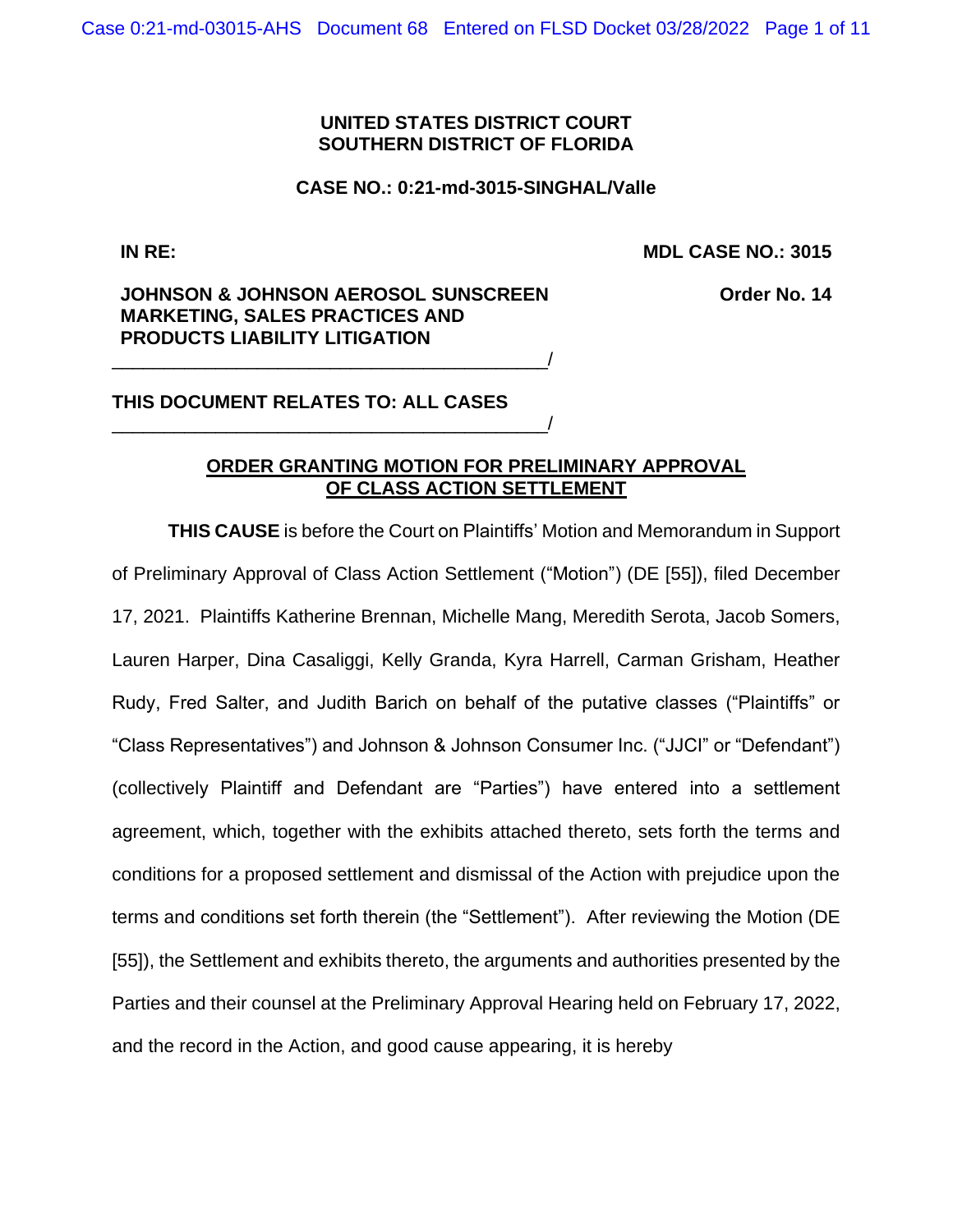**UNITED STATES DISTRICT COURT**
**SOUTHERN DISTRICT OF FLORIDA**

**CASE NO.: 0:21-md-3015-SINGHAL/Valle**

**IN RE:** **MDL CASE NO.: 3015**

**JOHNSON & JOHNSON AEROSOL SUNSCREEN MARKETING, SALES PRACTICES AND PRODUCTS LIABILITY LITIGATION** **Order No. 14**
_________________________________________/

**THIS DOCUMENT RELATES TO: ALL CASES**
_________________________________________/

## ORDER GRANTING MOTION FOR PRELIMINARY APPROVAL OF CLASS ACTION SETTLEMENT

**THIS CAUSE** is before the Court on Plaintiffs' Motion and Memorandum in Support of Preliminary Approval of Class Action Settlement ("Motion") (DE [55]), filed December 17, 2021. Plaintiffs Katherine Brennan, Michelle Mang, Meredith Serota, Jacob Somers, Lauren Harper, Dina Casaliggi, Kelly Granda, Kyra Harrell, Carman Grisham, Heather Rudy, Fred Salter, and Judith Barich on behalf of the putative classes ("Plaintiffs" or "Class Representatives") and Johnson & Johnson Consumer Inc. ("JJCI" or "Defendant") (collectively Plaintiff and Defendant are "Parties") have entered into a settlement agreement, which, together with the exhibits attached thereto, sets forth the terms and conditions for a proposed settlement and dismissal of the Action with prejudice upon the terms and conditions set forth therein (the "Settlement"). After reviewing the Motion (DE [55]), the Settlement and exhibits thereto, the arguments and authorities presented by the Parties and their counsel at the Preliminary Approval Hearing held on February 17, 2022, and the record in the Action, and good cause appearing, it is hereby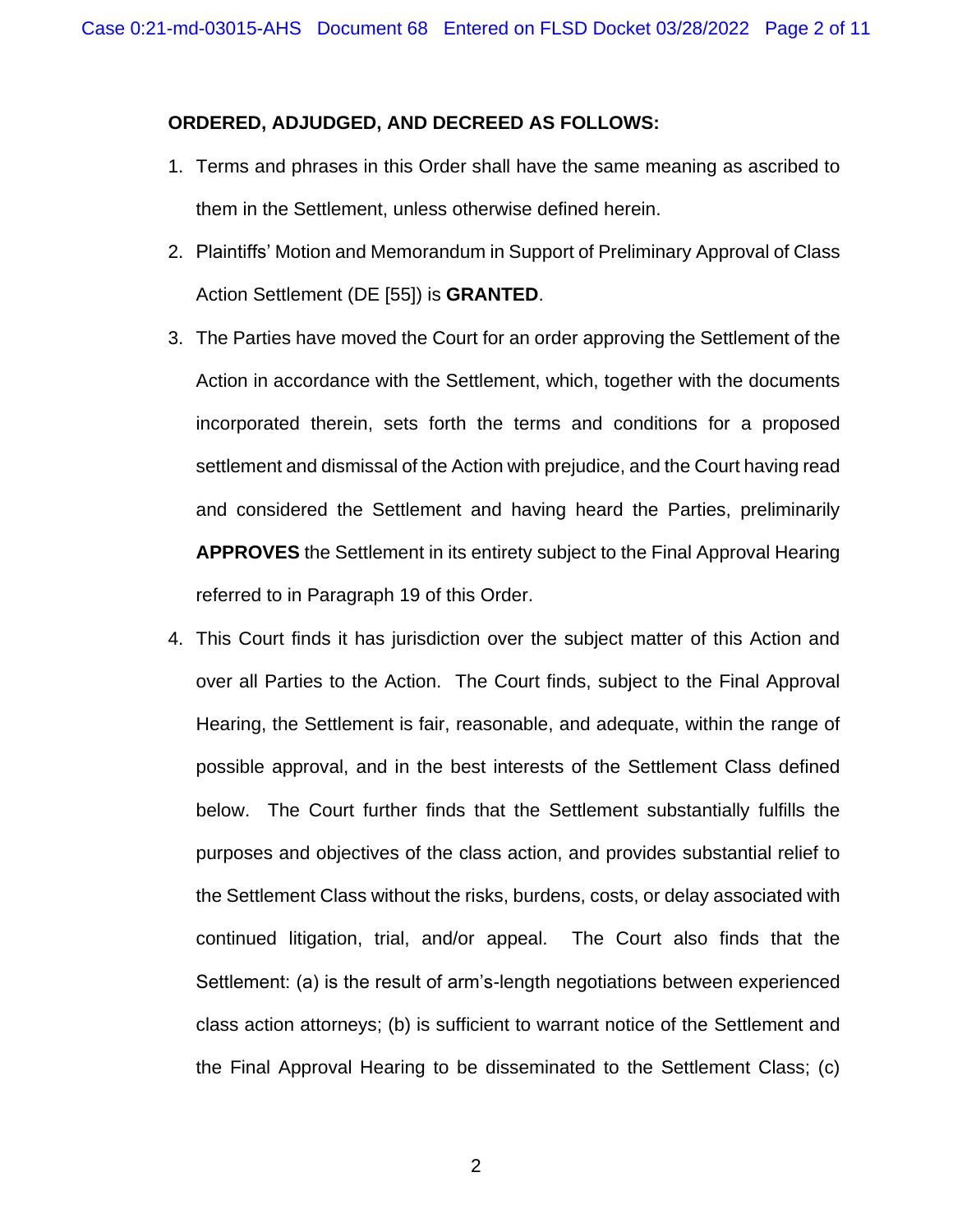**ORDERED, ADJUDGED, AND DECREED AS FOLLOWS:**

1. Terms and phrases in this Order shall have the same meaning as ascribed to them in the Settlement, unless otherwise defined herein.

2. Plaintiffs' Motion and Memorandum in Support of Preliminary Approval of Class Action Settlement (DE [55]) is **GRANTED**.

3. The Parties have moved the Court for an order approving the Settlement of the Action in accordance with the Settlement, which, together with the documents incorporated therein, sets forth the terms and conditions for a proposed settlement and dismissal of the Action with prejudice, and the Court having read and considered the Settlement and having heard the Parties, preliminarily **APPROVES** the Settlement in its entirety subject to the Final Approval Hearing referred to in Paragraph 19 of this Order.

4. This Court finds it has jurisdiction over the subject matter of this Action and over all Parties to the Action. The Court finds, subject to the Final Approval Hearing, the Settlement is fair, reasonable, and adequate, within the range of possible approval, and in the best interests of the Settlement Class defined below. The Court further finds that the Settlement substantially fulfills the purposes and objectives of the class action, and provides substantial relief to the Settlement Class without the risks, burdens, costs, or delay associated with continued litigation, trial, and/or appeal. The Court also finds that the Settlement: (a) is the result of arm's-length negotiations between experienced class action attorneys; (b) is sufficient to warrant notice of the Settlement and the Final Approval Hearing to be disseminated to the Settlement Class; (c)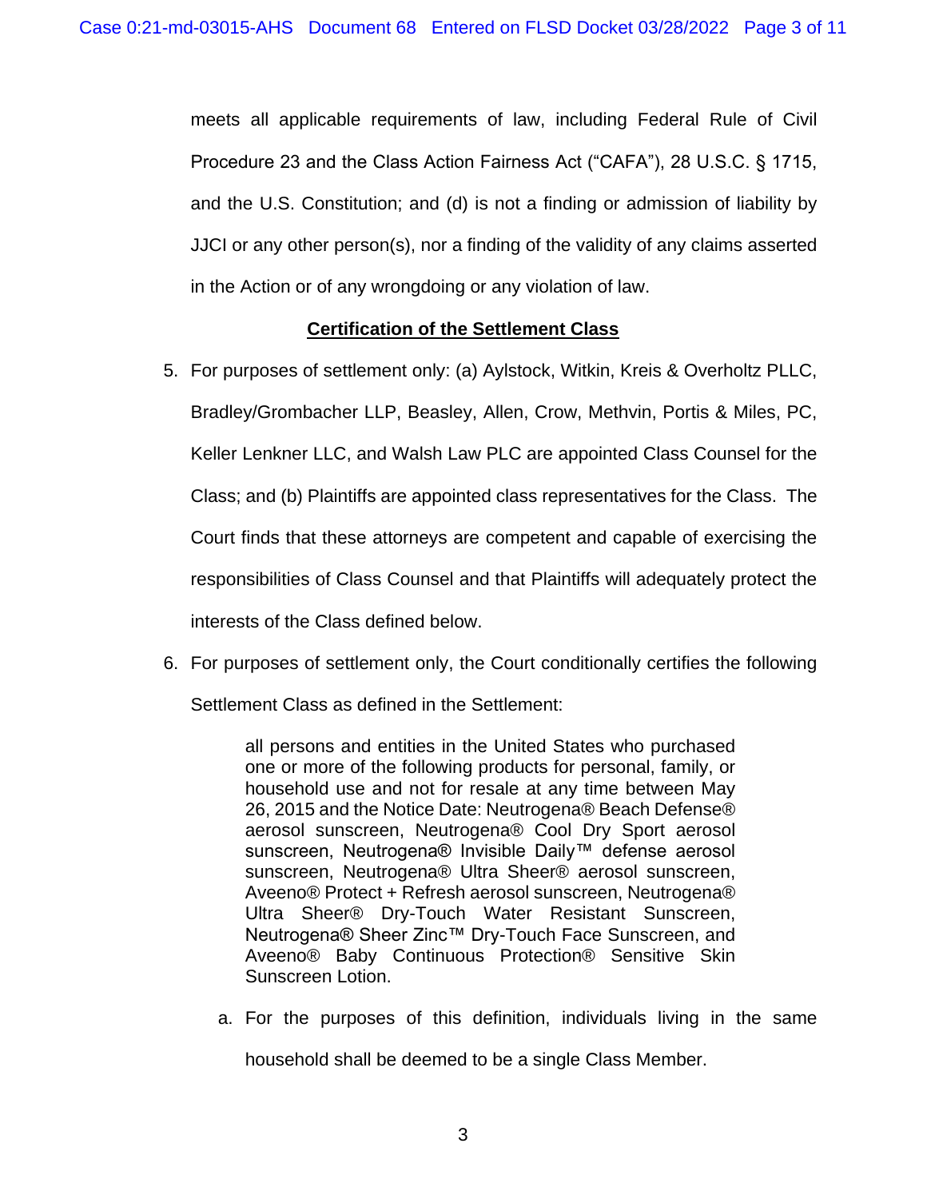meets all applicable requirements of law, including Federal Rule of Civil Procedure 23 and the Class Action Fairness Act ("CAFA"), 28 U.S.C. § 1715, and the U.S. Constitution; and (d) is not a finding or admission of liability by JJCI or any other person(s), nor a finding of the validity of any claims asserted in the Action or of any wrongdoing or any violation of law.

**Certification of the Settlement Class**

5. For purposes of settlement only: (a) Aylstock, Witkin, Kreis & Overholtz PLLC, Bradley/Grombacher LLP, Beasley, Allen, Crow, Methvin, Portis & Miles, PC, Keller Lenkner LLC, and Walsh Law PLC are appointed Class Counsel for the Class; and (b) Plaintiffs are appointed class representatives for the Class. The Court finds that these attorneys are competent and capable of exercising the responsibilities of Class Counsel and that Plaintiffs will adequately protect the interests of the Class defined below.

6. For purposes of settlement only, the Court conditionally certifies the following Settlement Class as defined in the Settlement:

   > all persons and entities in the United States who purchased one or more of the following products for personal, family, or household use and not for resale at any time between May 26, 2015 and the Notice Date: Neutrogena® Beach Defense® aerosol sunscreen, Neutrogena® Cool Dry Sport aerosol sunscreen, Neutrogena® Invisible Daily™ defense aerosol sunscreen, Neutrogena® Ultra Sheer® aerosol sunscreen, Aveeno® Protect + Refresh aerosol sunscreen, Neutrogena® Ultra Sheer® Dry-Touch Water Resistant Sunscreen, Neutrogena® Sheer Zinc™ Dry-Touch Face Sunscreen, and Aveeno® Baby Continuous Protection® Sensitive Skin Sunscreen Lotion.

   a. For the purposes of this definition, individuals living in the same household shall be deemed to be a single Class Member.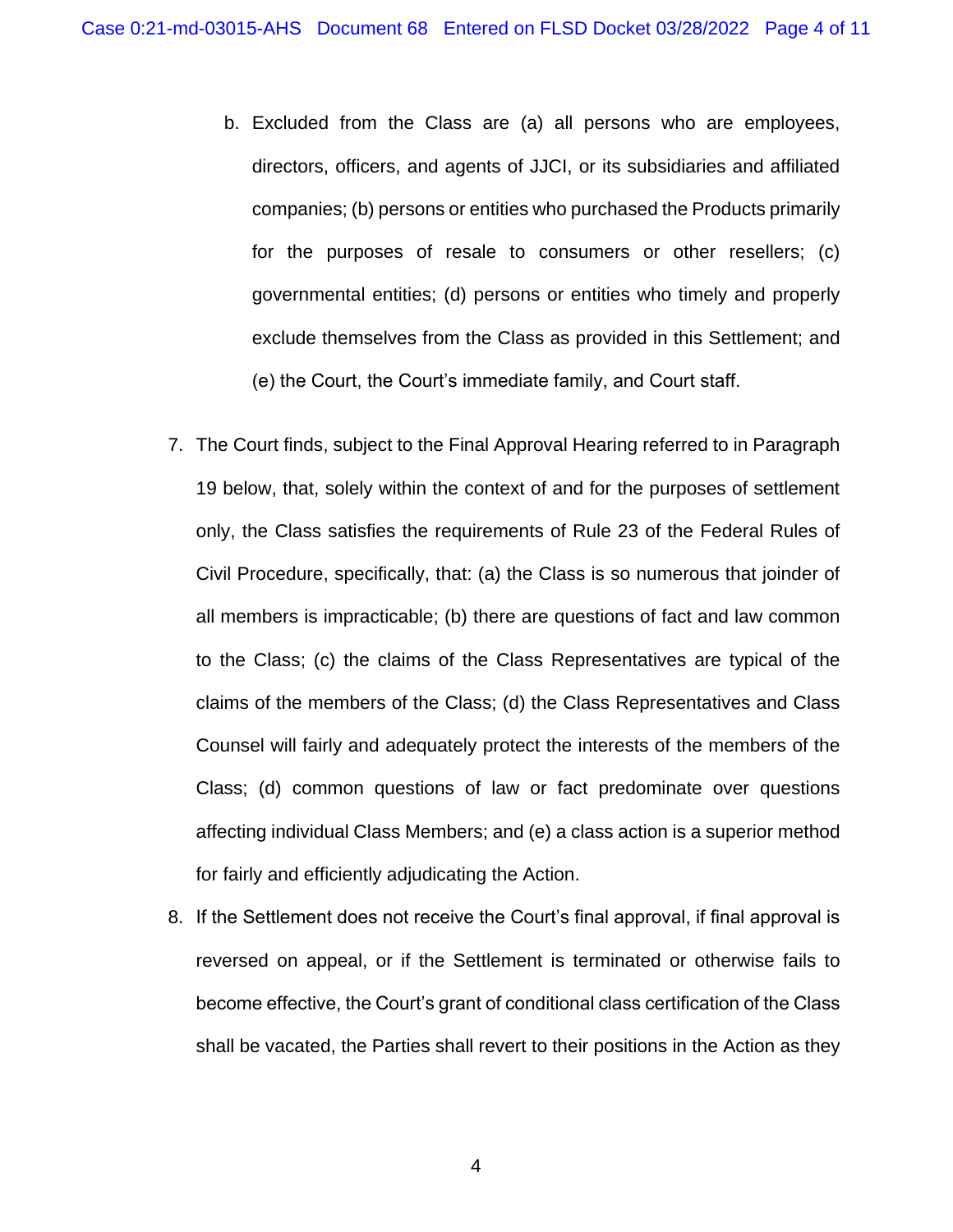b. Excluded from the Class are (a) all persons who are employees, directors, officers, and agents of JJCI, or its subsidiaries and affiliated companies; (b) persons or entities who purchased the Products primarily for the purposes of resale to consumers or other resellers; (c) governmental entities; (d) persons or entities who timely and properly exclude themselves from the Class as provided in this Settlement; and (e) the Court, the Court's immediate family, and Court staff.

7. The Court finds, subject to the Final Approval Hearing referred to in Paragraph 19 below, that, solely within the context of and for the purposes of settlement only, the Class satisfies the requirements of Rule 23 of the Federal Rules of Civil Procedure, specifically, that: (a) the Class is so numerous that joinder of all members is impracticable; (b) there are questions of fact and law common to the Class; (c) the claims of the Class Representatives are typical of the claims of the members of the Class; (d) the Class Representatives and Class Counsel will fairly and adequately protect the interests of the members of the Class; (d) common questions of law or fact predominate over questions affecting individual Class Members; and (e) a class action is a superior method for fairly and efficiently adjudicating the Action.

8. If the Settlement does not receive the Court's final approval, if final approval is reversed on appeal, or if the Settlement is terminated or otherwise fails to become effective, the Court's grant of conditional class certification of the Class shall be vacated, the Parties shall revert to their positions in the Action as they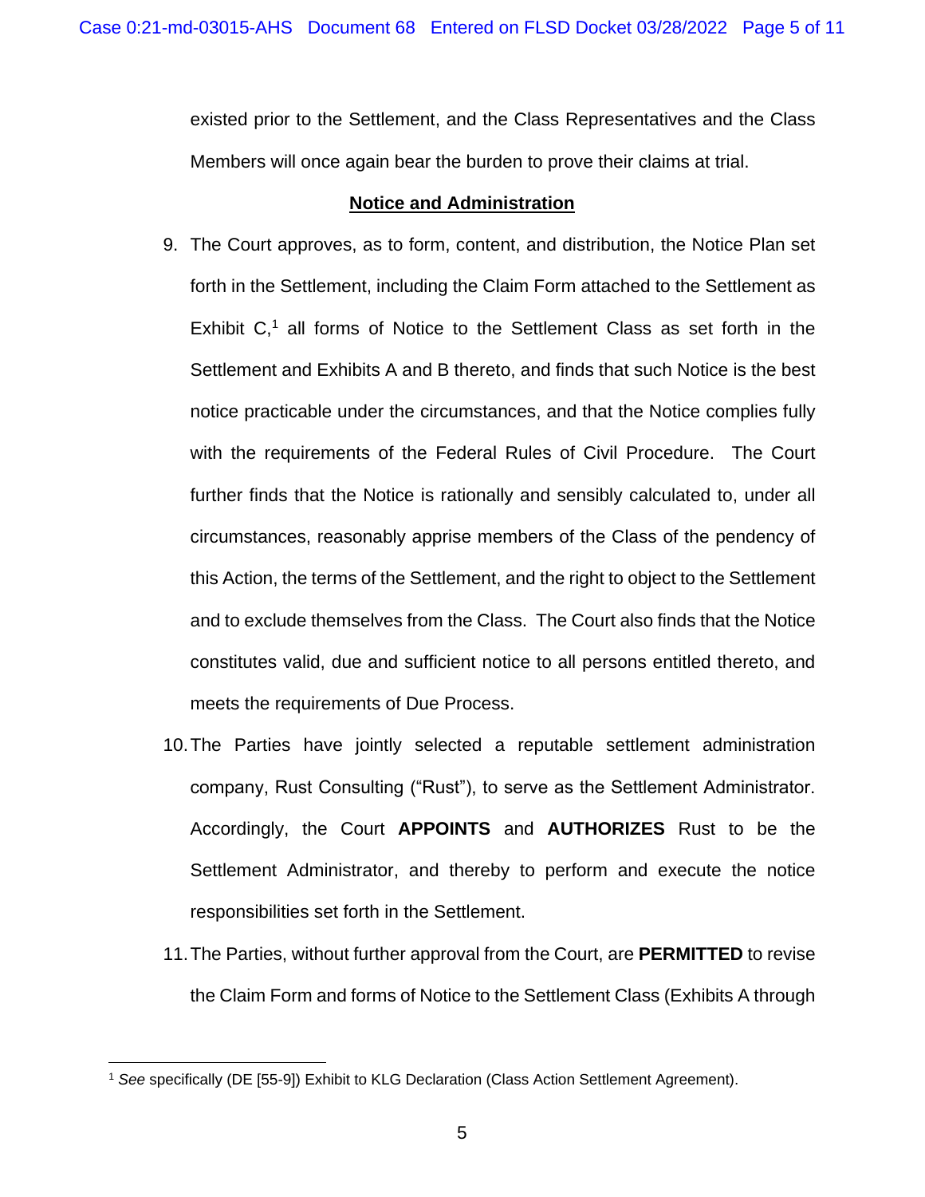existed prior to the Settlement, and the Class Representatives and the Class Members will once again bear the burden to prove their claims at trial.

**Notice and Administration**

9. The Court approves, as to form, content, and distribution, the Notice Plan set forth in the Settlement, including the Claim Form attached to the Settlement as Exhibit C,[1] all forms of Notice to the Settlement Class as set forth in the Settlement and Exhibits A and B thereto, and finds that such Notice is the best notice practicable under the circumstances, and that the Notice complies fully with the requirements of the Federal Rules of Civil Procedure. The Court further finds that the Notice is rationally and sensibly calculated to, under all circumstances, reasonably apprise members of the Class of the pendency of this Action, the terms of the Settlement, and the right to object to the Settlement and to exclude themselves from the Class. The Court also finds that the Notice constitutes valid, due and sufficient notice to all persons entitled thereto, and meets the requirements of Due Process.

10. The Parties have jointly selected a reputable settlement administration company, Rust Consulting ("Rust"), to serve as the Settlement Administrator. Accordingly, the Court **APPOINTS** and **AUTHORIZES** Rust to be the Settlement Administrator, and thereby to perform and execute the notice responsibilities set forth in the Settlement.

11. The Parties, without further approval from the Court, are **PERMITTED** to revise the Claim Form and forms of Notice to the Settlement Class (Exhibits A through

---

[1] *See* specifically (DE [55-9]) Exhibit to KLG Declaration (Class Action Settlement Agreement).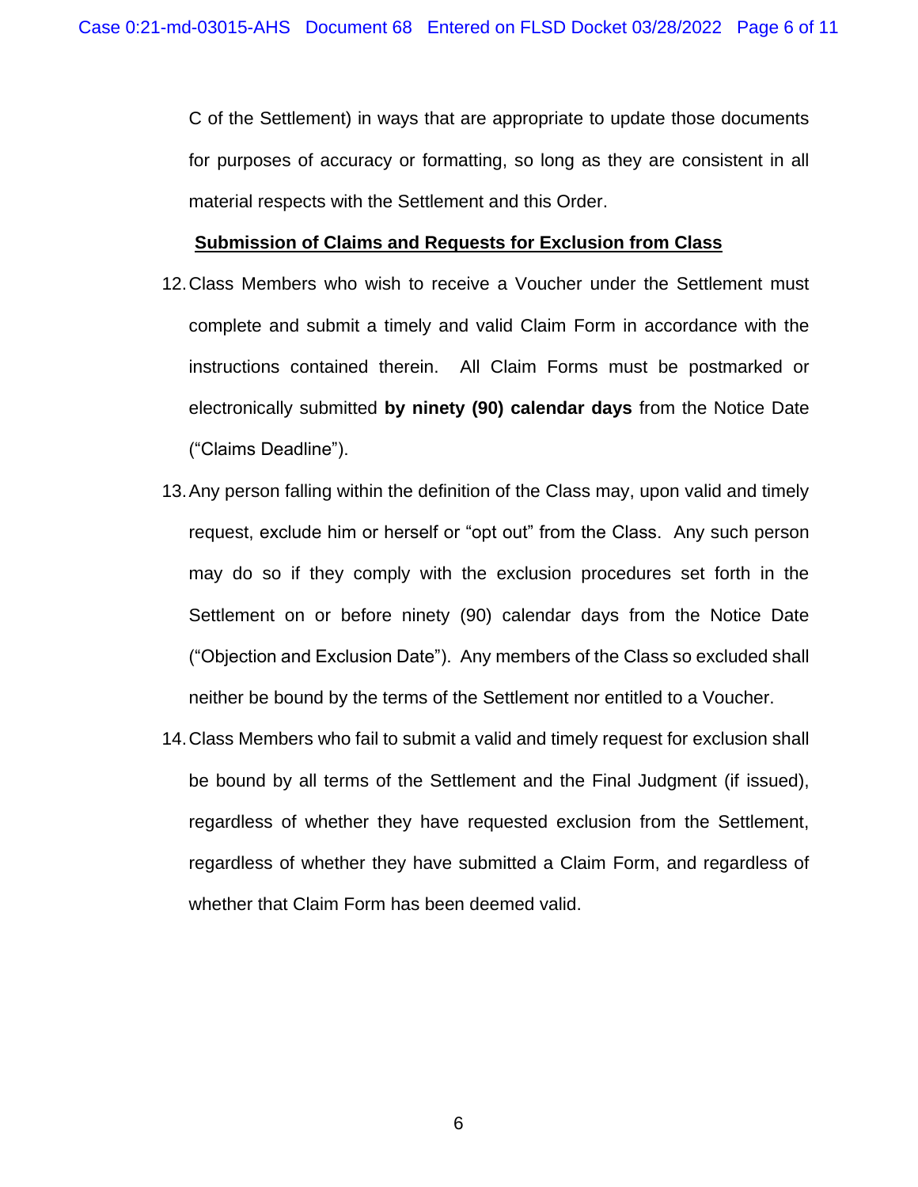C of the Settlement) in ways that are appropriate to update those documents for purposes of accuracy or formatting, so long as they are consistent in all material respects with the Settlement and this Order.

**Submission of Claims and Requests for Exclusion from Class**

12. Class Members who wish to receive a Voucher under the Settlement must complete and submit a timely and valid Claim Form in accordance with the instructions contained therein. All Claim Forms must be postmarked or electronically submitted **by ninety (90) calendar days** from the Notice Date ("Claims Deadline").

13. Any person falling within the definition of the Class may, upon valid and timely request, exclude him or herself or "opt out" from the Class. Any such person may do so if they comply with the exclusion procedures set forth in the Settlement on or before ninety (90) calendar days from the Notice Date ("Objection and Exclusion Date"). Any members of the Class so excluded shall neither be bound by the terms of the Settlement nor entitled to a Voucher.

14. Class Members who fail to submit a valid and timely request for exclusion shall be bound by all terms of the Settlement and the Final Judgment (if issued), regardless of whether they have requested exclusion from the Settlement, regardless of whether they have submitted a Claim Form, and regardless of whether that Claim Form has been deemed valid.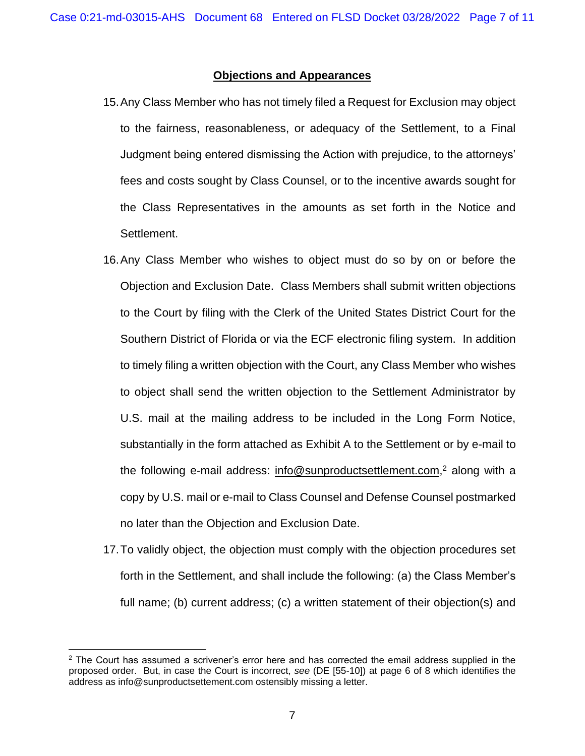**Objections and Appearances**

15. Any Class Member who has not timely filed a Request for Exclusion may object to the fairness, reasonableness, or adequacy of the Settlement, to a Final Judgment being entered dismissing the Action with prejudice, to the attorneys' fees and costs sought by Class Counsel, or to the incentive awards sought for the Class Representatives in the amounts as set forth in the Notice and Settlement.

16. Any Class Member who wishes to object must do so by on or before the Objection and Exclusion Date. Class Members shall submit written objections to the Court by filing with the Clerk of the United States District Court for the Southern District of Florida or via the ECF electronic filing system. In addition to timely filing a written objection with the Court, any Class Member who wishes to object shall send the written objection to the Settlement Administrator by U.S. mail at the mailing address to be included in the Long Form Notice, substantially in the form attached as Exhibit A to the Settlement or by e-mail to the following e-mail address: info@sunproductsettlement.com,[2] along with a copy by U.S. mail or e-mail to Class Counsel and Defense Counsel postmarked no later than the Objection and Exclusion Date.

17. To validly object, the objection must comply with the objection procedures set forth in the Settlement, and shall include the following: (a) the Class Member's full name; (b) current address; (c) a written statement of their objection(s) and

---

[2] The Court has assumed a scrivener's error here and has corrected the email address supplied in the proposed order. But, in case the Court is incorrect, *see* (DE [55-10]) at page 6 of 8 which identifies the address as info@sunproductsettement.com ostensibly missing a letter.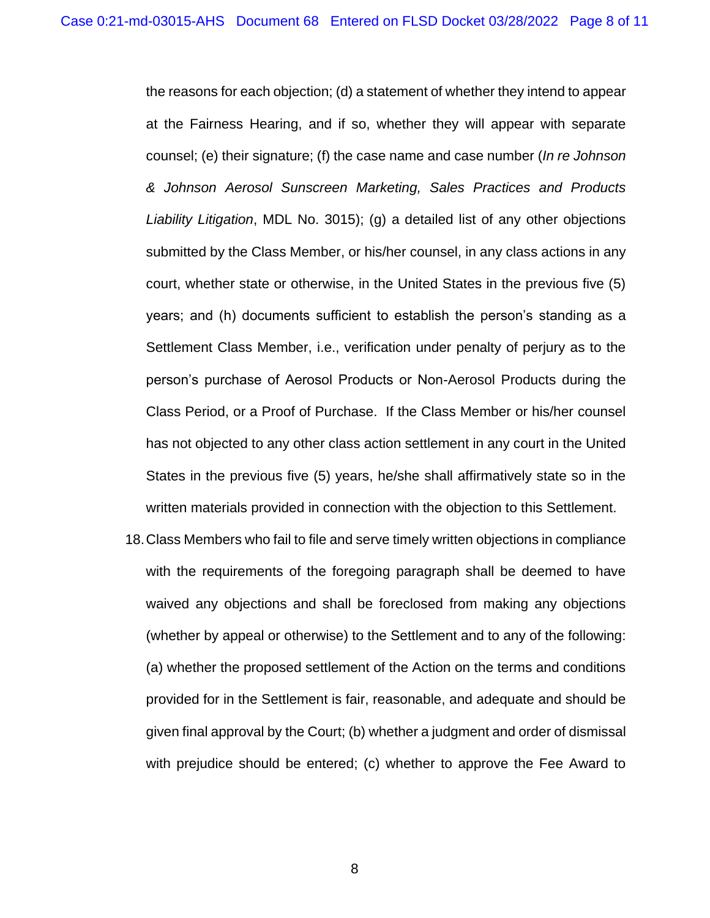the reasons for each objection; (d) a statement of whether they intend to appear at the Fairness Hearing, and if so, whether they will appear with separate counsel; (e) their signature; (f) the case name and case number (*In re Johnson & Johnson Aerosol Sunscreen Marketing, Sales Practices and Products Liability Litigation*, MDL No. 3015); (g) a detailed list of any other objections submitted by the Class Member, or his/her counsel, in any class actions in any court, whether state or otherwise, in the United States in the previous five (5) years; and (h) documents sufficient to establish the person's standing as a Settlement Class Member, i.e., verification under penalty of perjury as to the person's purchase of Aerosol Products or Non-Aerosol Products during the Class Period, or a Proof of Purchase. If the Class Member or his/her counsel has not objected to any other class action settlement in any court in the United States in the previous five (5) years, he/she shall affirmatively state so in the written materials provided in connection with the objection to this Settlement.

18. Class Members who fail to file and serve timely written objections in compliance with the requirements of the foregoing paragraph shall be deemed to have waived any objections and shall be foreclosed from making any objections (whether by appeal or otherwise) to the Settlement and to any of the following: (a) whether the proposed settlement of the Action on the terms and conditions provided for in the Settlement is fair, reasonable, and adequate and should be given final approval by the Court; (b) whether a judgment and order of dismissal with prejudice should be entered; (c) whether to approve the Fee Award to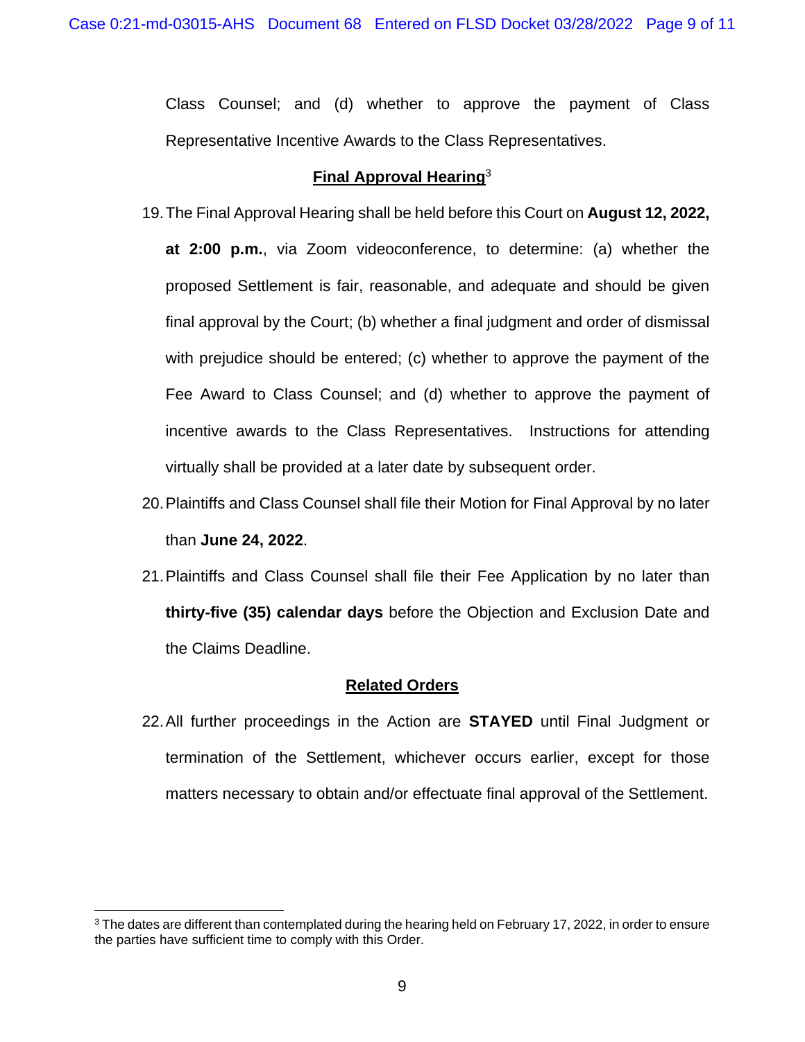Class Counsel; and (d) whether to approve the payment of Class Representative Incentive Awards to the Class Representatives.

**Final Approval Hearing**[3]

19. The Final Approval Hearing shall be held before this Court on **August 12, 2022, at 2:00 p.m.**, via Zoom videoconference, to determine: (a) whether the proposed Settlement is fair, reasonable, and adequate and should be given final approval by the Court; (b) whether a final judgment and order of dismissal with prejudice should be entered; (c) whether to approve the payment of the Fee Award to Class Counsel; and (d) whether to approve the payment of incentive awards to the Class Representatives. Instructions for attending virtually shall be provided at a later date by subsequent order.

20. Plaintiffs and Class Counsel shall file their Motion for Final Approval by no later than **June 24, 2022**.

21. Plaintiffs and Class Counsel shall file their Fee Application by no later than **thirty-five (35) calendar days** before the Objection and Exclusion Date and the Claims Deadline.

**Related Orders**

22. All further proceedings in the Action are **STAYED** until Final Judgment or termination of the Settlement, whichever occurs earlier, except for those matters necessary to obtain and/or effectuate final approval of the Settlement.

[3] The dates are different than contemplated during the hearing held on February 17, 2022, in order to ensure the parties have sufficient time to comply with this Order.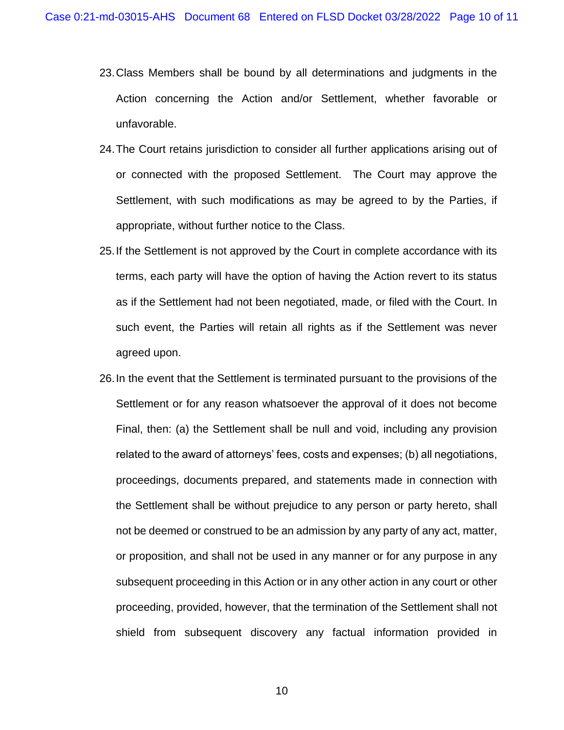23. Class Members shall be bound by all determinations and judgments in the Action concerning the Action and/or Settlement, whether favorable or unfavorable.

24. The Court retains jurisdiction to consider all further applications arising out of or connected with the proposed Settlement. The Court may approve the Settlement, with such modifications as may be agreed to by the Parties, if appropriate, without further notice to the Class.

25. If the Settlement is not approved by the Court in complete accordance with its terms, each party will have the option of having the Action revert to its status as if the Settlement had not been negotiated, made, or filed with the Court. In such event, the Parties will retain all rights as if the Settlement was never agreed upon.

26. In the event that the Settlement is terminated pursuant to the provisions of the Settlement or for any reason whatsoever the approval of it does not become Final, then: (a) the Settlement shall be null and void, including any provision related to the award of attorneys' fees, costs and expenses; (b) all negotiations, proceedings, documents prepared, and statements made in connection with the Settlement shall be without prejudice to any person or party hereto, shall not be deemed or construed to be an admission by any party of any act, matter, or proposition, and shall not be used in any manner or for any purpose in any subsequent proceeding in this Action or in any other action in any court or other proceeding, provided, however, that the termination of the Settlement shall not shield from subsequent discovery any factual information provided in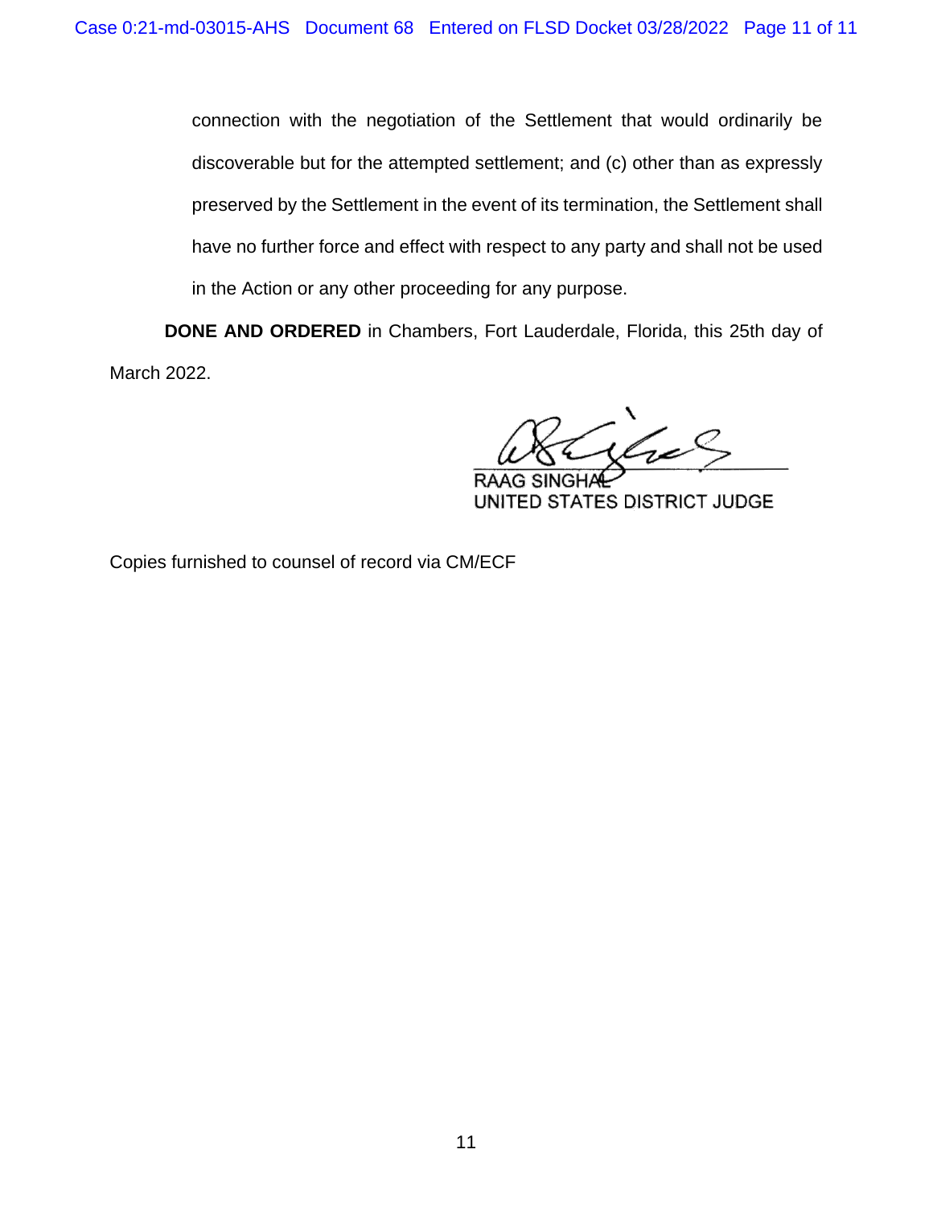connection with the negotiation of the Settlement that would ordinarily be discoverable but for the attempted settlement; and (c) other than as expressly preserved by the Settlement in the event of its termination, the Settlement shall have no further force and effect with respect to any party and shall not be used in the Action or any other proceeding for any purpose.

**DONE AND ORDERED** in Chambers, Fort Lauderdale, Florida, this 25th day of March 2022.

RAAG SINGHAL
UNITED STATES DISTRICT JUDGE

Copies furnished to counsel of record via CM/ECF